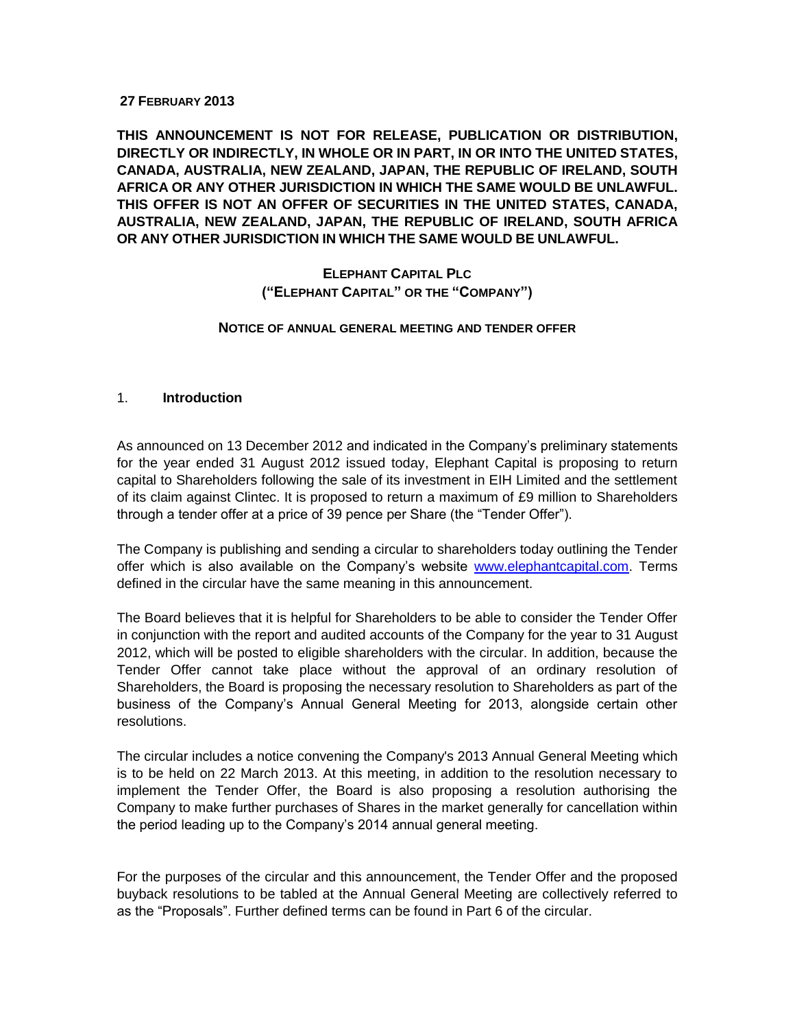**27 February 2013**

**THIS ANNOUNCEMENT IS NOT FOR RELEASE, PUBLICATION OR DISTRIBUTION, DIRECTLY OR INDIRECTLY, IN WHOLE OR IN PART, IN OR INTO THE UNITED STATES, CANADA, AUSTRALIA, NEW ZEALAND, JAPAN, THE REPUBLIC OF IRELAND, SOUTH AFRICA OR ANY OTHER JURISDICTION IN WHICH THE SAME WOULD BE UNLAWFUL. THIS OFFER IS NOT AN OFFER OF SECURITIES IN THE UNITED STATES, CANADA, AUSTRALIA, NEW ZEALAND, JAPAN, THE REPUBLIC OF IRELAND, SOUTH AFRICA OR ANY OTHER JURISDICTION IN WHICH THE SAME WOULD BE UNLAWFUL.**

# Elephant Capital Plc
# ("Elephant Capital" or the "Company")

## Notice of annual general meeting and tender offer

### 1. Introduction

As announced on 13 December 2012 and indicated in the Company's preliminary statements for the year ended 31 August 2012 issued today, Elephant Capital is proposing to return capital to Shareholders following the sale of its investment in EIH Limited and the settlement of its claim against Clintec. It is proposed to return a maximum of £9 million to Shareholders through a tender offer at a price of 39 pence per Share (the "Tender Offer").

The Company is publishing and sending a circular to shareholders today outlining the Tender offer which is also available on the Company's website www.elephantcapital.com. Terms defined in the circular have the same meaning in this announcement.

The Board believes that it is helpful for Shareholders to be able to consider the Tender Offer in conjunction with the report and audited accounts of the Company for the year to 31 August 2012, which will be posted to eligible shareholders with the circular. In addition, because the Tender Offer cannot take place without the approval of an ordinary resolution of Shareholders, the Board is proposing the necessary resolution to Shareholders as part of the business of the Company's Annual General Meeting for 2013, alongside certain other resolutions.

The circular includes a notice convening the Company's 2013 Annual General Meeting which is to be held on 22 March 2013. At this meeting, in addition to the resolution necessary to implement the Tender Offer, the Board is also proposing a resolution authorising the Company to make further purchases of Shares in the market generally for cancellation within the period leading up to the Company's 2014 annual general meeting.

For the purposes of the circular and this announcement, the Tender Offer and the proposed buyback resolutions to be tabled at the Annual General Meeting are collectively referred to as the "Proposals". Further defined terms can be found in Part 6 of the circular.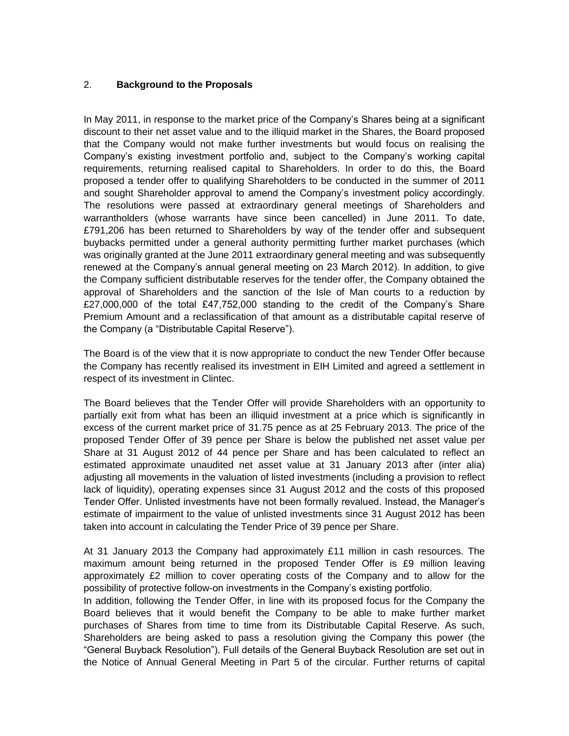## 2. **Background to the Proposals**

In May 2011, in response to the market price of the Company's Shares being at a significant discount to their net asset value and to the illiquid market in the Shares, the Board proposed that the Company would not make further investments but would focus on realising the Company's existing investment portfolio and, subject to the Company's working capital requirements, returning realised capital to Shareholders. In order to do this, the Board proposed a tender offer to qualifying Shareholders to be conducted in the summer of 2011 and sought Shareholder approval to amend the Company's investment policy accordingly. The resolutions were passed at extraordinary general meetings of Shareholders and warrantholders (whose warrants have since been cancelled) in June 2011. To date, £791,206 has been returned to Shareholders by way of the tender offer and subsequent buybacks permitted under a general authority permitting further market purchases (which was originally granted at the June 2011 extraordinary general meeting and was subsequently renewed at the Company's annual general meeting on 23 March 2012). In addition, to give the Company sufficient distributable reserves for the tender offer, the Company obtained the approval of Shareholders and the sanction of the Isle of Man courts to a reduction by £27,000,000 of the total £47,752,000 standing to the credit of the Company's Share Premium Amount and a reclassification of that amount as a distributable capital reserve of the Company (a "Distributable Capital Reserve").

The Board is of the view that it is now appropriate to conduct the new Tender Offer because the Company has recently realised its investment in EIH Limited and agreed a settlement in respect of its investment in Clintec.

The Board believes that the Tender Offer will provide Shareholders with an opportunity to partially exit from what has been an illiquid investment at a price which is significantly in excess of the current market price of 31.75 pence as at 25 February 2013. The price of the proposed Tender Offer of 39 pence per Share is below the published net asset value per Share at 31 August 2012 of 44 pence per Share and has been calculated to reflect an estimated approximate unaudited net asset value at 31 January 2013 after (inter alia) adjusting all movements in the valuation of listed investments (including a provision to reflect lack of liquidity), operating expenses since 31 August 2012 and the costs of this proposed Tender Offer. Unlisted investments have not been formally revalued. Instead, the Manager's estimate of impairment to the value of unlisted investments since 31 August 2012 has been taken into account in calculating the Tender Price of 39 pence per Share.

At 31 January 2013 the Company had approximately £11 million in cash resources. The maximum amount being returned in the proposed Tender Offer is £9 million leaving approximately £2 million to cover operating costs of the Company and to allow for the possibility of protective follow-on investments in the Company's existing portfolio.

In addition, following the Tender Offer, in line with its proposed focus for the Company the Board believes that it would benefit the Company to be able to make further market purchases of Shares from time to time from its Distributable Capital Reserve. As such, Shareholders are being asked to pass a resolution giving the Company this power (the "General Buyback Resolution"). Full details of the General Buyback Resolution are set out in the Notice of Annual General Meeting in Part 5 of the circular. Further returns of capital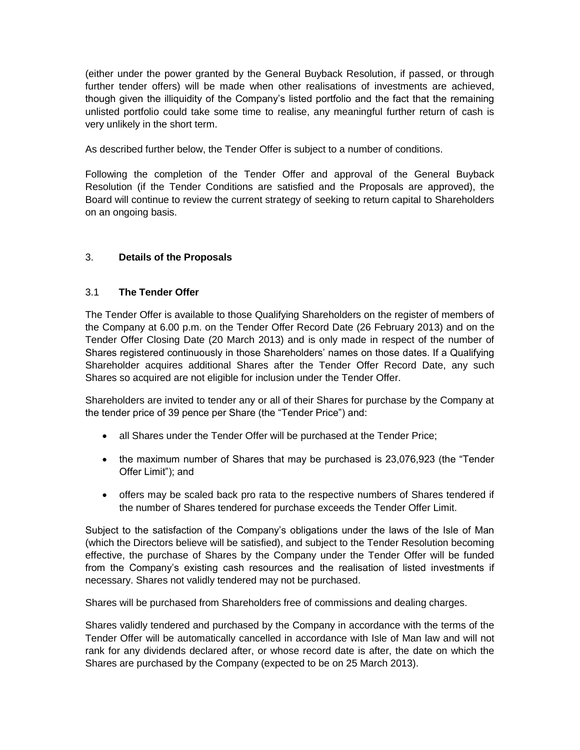(either under the power granted by the General Buyback Resolution, if passed, or through further tender offers) will be made when other realisations of investments are achieved, though given the illiquidity of the Company's listed portfolio and the fact that the remaining unlisted portfolio could take some time to realise, any meaningful further return of cash is very unlikely in the short term.

As described further below, the Tender Offer is subject to a number of conditions.

Following the completion of the Tender Offer and approval of the General Buyback Resolution (if the Tender Conditions are satisfied and the Proposals are approved), the Board will continue to review the current strategy of seeking to return capital to Shareholders on an ongoing basis.

## 3. **Details of the Proposals**

### 3.1 **The Tender Offer**

The Tender Offer is available to those Qualifying Shareholders on the register of members of the Company at 6.00 p.m. on the Tender Offer Record Date (26 February 2013) and on the Tender Offer Closing Date (20 March 2013) and is only made in respect of the number of Shares registered continuously in those Shareholders' names on those dates. If a Qualifying Shareholder acquires additional Shares after the Tender Offer Record Date, any such Shares so acquired are not eligible for inclusion under the Tender Offer.

Shareholders are invited to tender any or all of their Shares for purchase by the Company at the tender price of 39 pence per Share (the "Tender Price") and:

- all Shares under the Tender Offer will be purchased at the Tender Price;
- the maximum number of Shares that may be purchased is 23,076,923 (the "Tender Offer Limit"); and
- offers may be scaled back pro rata to the respective numbers of Shares tendered if the number of Shares tendered for purchase exceeds the Tender Offer Limit.

Subject to the satisfaction of the Company's obligations under the laws of the Isle of Man (which the Directors believe will be satisfied), and subject to the Tender Resolution becoming effective, the purchase of Shares by the Company under the Tender Offer will be funded from the Company's existing cash resources and the realisation of listed investments if necessary. Shares not validly tendered may not be purchased.

Shares will be purchased from Shareholders free of commissions and dealing charges.

Shares validly tendered and purchased by the Company in accordance with the terms of the Tender Offer will be automatically cancelled in accordance with Isle of Man law and will not rank for any dividends declared after, or whose record date is after, the date on which the Shares are purchased by the Company (expected to be on 25 March 2013).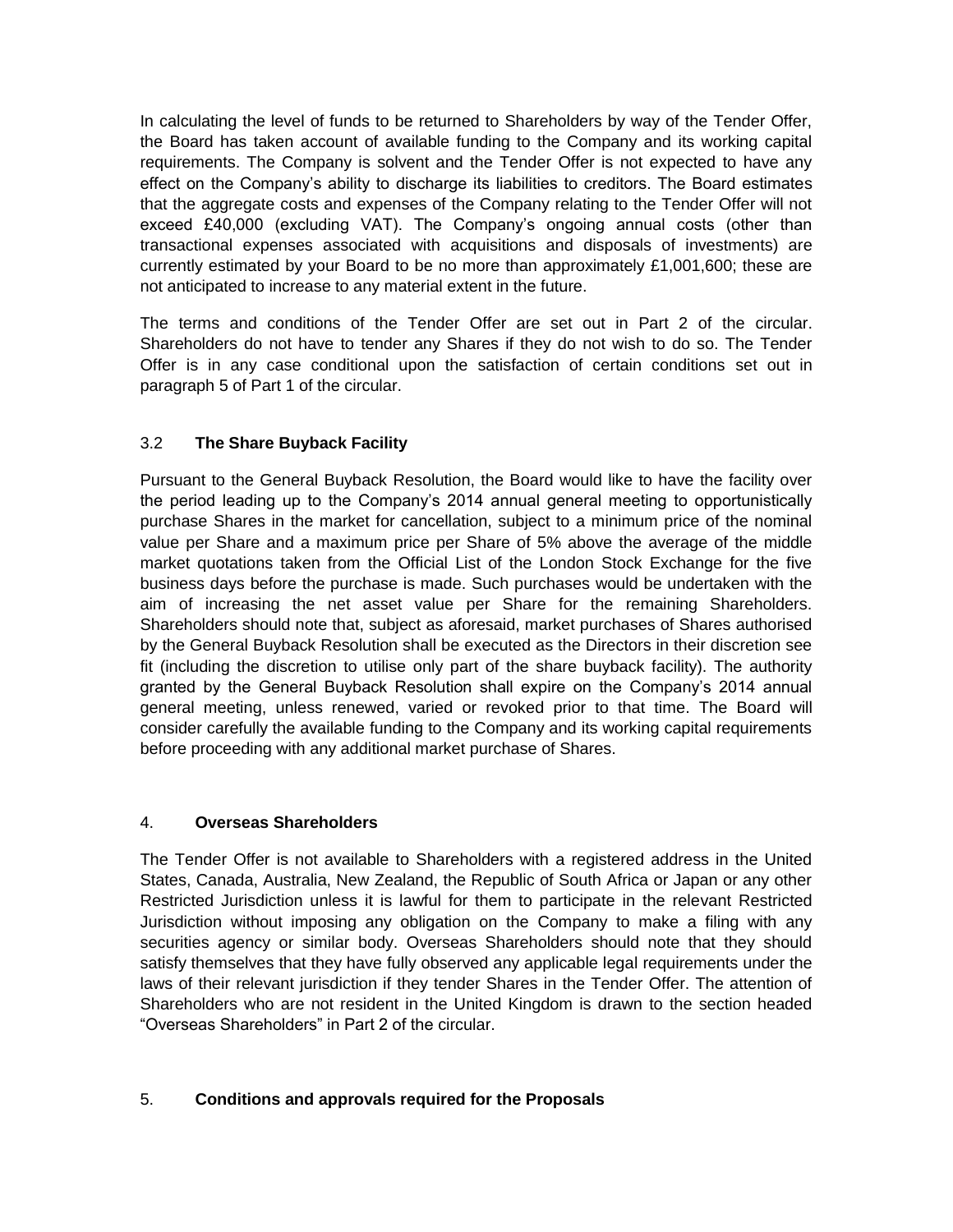In calculating the level of funds to be returned to Shareholders by way of the Tender Offer, the Board has taken account of available funding to the Company and its working capital requirements. The Company is solvent and the Tender Offer is not expected to have any effect on the Company's ability to discharge its liabilities to creditors. The Board estimates that the aggregate costs and expenses of the Company relating to the Tender Offer will not exceed £40,000 (excluding VAT). The Company's ongoing annual costs (other than transactional expenses associated with acquisitions and disposals of investments) are currently estimated by your Board to be no more than approximately £1,001,600; these are not anticipated to increase to any material extent in the future.

The terms and conditions of the Tender Offer are set out in Part 2 of the circular. Shareholders do not have to tender any Shares if they do not wish to do so. The Tender Offer is in any case conditional upon the satisfaction of certain conditions set out in paragraph 5 of Part 1 of the circular.

### 3.2 **The Share Buyback Facility**

Pursuant to the General Buyback Resolution, the Board would like to have the facility over the period leading up to the Company's 2014 annual general meeting to opportunistically purchase Shares in the market for cancellation, subject to a minimum price of the nominal value per Share and a maximum price per Share of 5% above the average of the middle market quotations taken from the Official List of the London Stock Exchange for the five business days before the purchase is made. Such purchases would be undertaken with the aim of increasing the net asset value per Share for the remaining Shareholders. Shareholders should note that, subject as aforesaid, market purchases of Shares authorised by the General Buyback Resolution shall be executed as the Directors in their discretion see fit (including the discretion to utilise only part of the share buyback facility). The authority granted by the General Buyback Resolution shall expire on the Company's 2014 annual general meeting, unless renewed, varied or revoked prior to that time. The Board will consider carefully the available funding to the Company and its working capital requirements before proceeding with any additional market purchase of Shares.

## 4. **Overseas Shareholders**

The Tender Offer is not available to Shareholders with a registered address in the United States, Canada, Australia, New Zealand, the Republic of South Africa or Japan or any other Restricted Jurisdiction unless it is lawful for them to participate in the relevant Restricted Jurisdiction without imposing any obligation on the Company to make a filing with any securities agency or similar body. Overseas Shareholders should note that they should satisfy themselves that they have fully observed any applicable legal requirements under the laws of their relevant jurisdiction if they tender Shares in the Tender Offer. The attention of Shareholders who are not resident in the United Kingdom is drawn to the section headed "Overseas Shareholders" in Part 2 of the circular.

## 5. **Conditions and approvals required for the Proposals**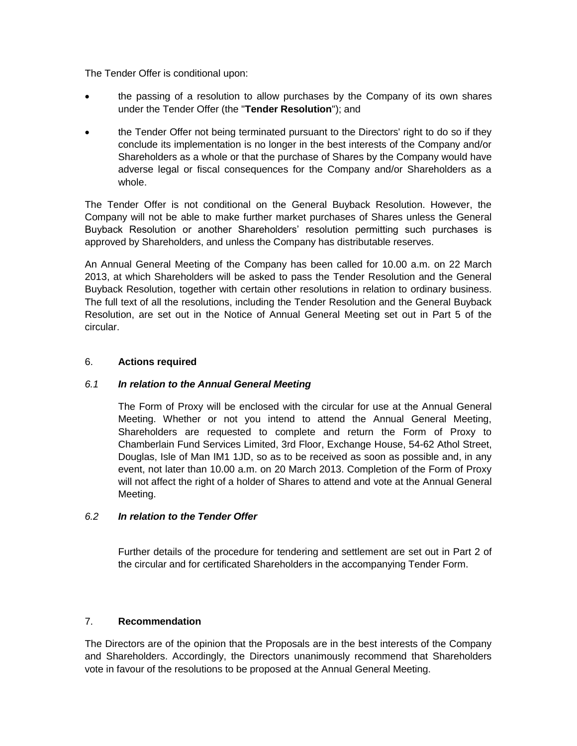The Tender Offer is conditional upon:

- the passing of a resolution to allow purchases by the Company of its own shares under the Tender Offer (the "**Tender Resolution**"); and
- the Tender Offer not being terminated pursuant to the Directors' right to do so if they conclude its implementation is no longer in the best interests of the Company and/or Shareholders as a whole or that the purchase of Shares by the Company would have adverse legal or fiscal consequences for the Company and/or Shareholders as a whole.

The Tender Offer is not conditional on the General Buyback Resolution. However, the Company will not be able to make further market purchases of Shares unless the General Buyback Resolution or another Shareholders' resolution permitting such purchases is approved by Shareholders, and unless the Company has distributable reserves.

An Annual General Meeting of the Company has been called for 10.00 a.m. on 22 March 2013, at which Shareholders will be asked to pass the Tender Resolution and the General Buyback Resolution, together with certain other resolutions in relation to ordinary business. The full text of all the resolutions, including the Tender Resolution and the General Buyback Resolution, are set out in the Notice of Annual General Meeting set out in Part 5 of the circular.

## 6. **Actions required**

### *6.1 In relation to the Annual General Meeting*

The Form of Proxy will be enclosed with the circular for use at the Annual General Meeting. Whether or not you intend to attend the Annual General Meeting, Shareholders are requested to complete and return the Form of Proxy to Chamberlain Fund Services Limited, 3rd Floor, Exchange House, 54-62 Athol Street, Douglas, Isle of Man IM1 1JD, so as to be received as soon as possible and, in any event, not later than 10.00 a.m. on 20 March 2013. Completion of the Form of Proxy will not affect the right of a holder of Shares to attend and vote at the Annual General Meeting.

### *6.2 In relation to the Tender Offer*

Further details of the procedure for tendering and settlement are set out in Part 2 of the circular and for certificated Shareholders in the accompanying Tender Form.

## 7. **Recommendation**

The Directors are of the opinion that the Proposals are in the best interests of the Company and Shareholders. Accordingly, the Directors unanimously recommend that Shareholders vote in favour of the resolutions to be proposed at the Annual General Meeting.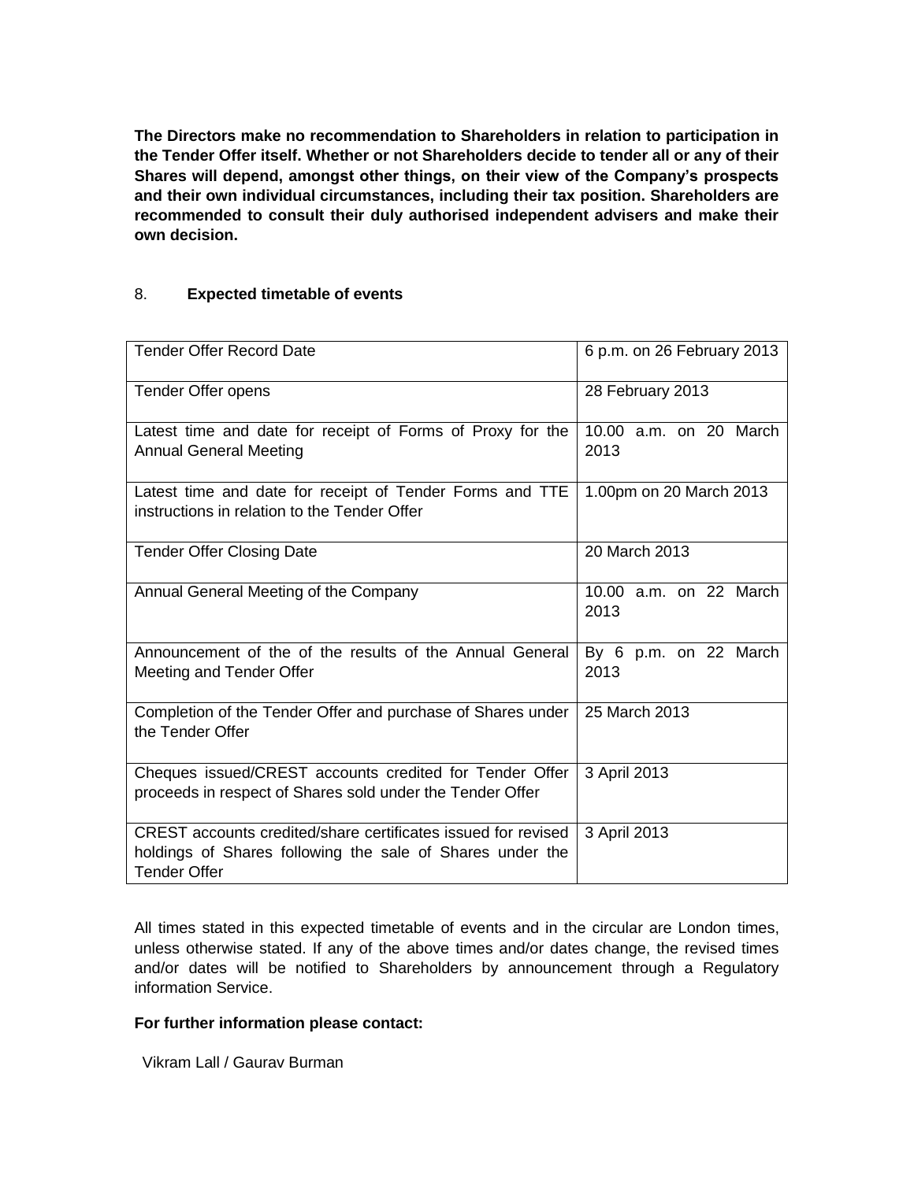**The Directors make no recommendation to Shareholders in relation to participation in the Tender Offer itself. Whether or not Shareholders decide to tender all or any of their Shares will depend, amongst other things, on their view of the Company's prospects and their own individual circumstances, including their tax position. Shareholders are recommended to consult their duly authorised independent advisers and make their own decision.**

## 8. **Expected timetable of events**

| | |
|---|---|
| Tender Offer Record Date | 6 p.m. on 26 February 2013 |
| Tender Offer opens | 28 February 2013 |
| Latest time and date for receipt of Forms of Proxy for the Annual General Meeting | 10.00 a.m. on 20 March 2013 |
| Latest time and date for receipt of Tender Forms and TTE instructions in relation to the Tender Offer | 1.00pm on 20 March 2013 |
| Tender Offer Closing Date | 20 March 2013 |
| Annual General Meeting of the Company | 10.00 a.m. on 22 March 2013 |
| Announcement of the of the results of the Annual General Meeting and Tender Offer | By 6 p.m. on 22 March 2013 |
| Completion of the Tender Offer and purchase of Shares under the Tender Offer | 25 March 2013 |
| Cheques issued/CREST accounts credited for Tender Offer proceeds in respect of Shares sold under the Tender Offer | 3 April 2013 |
| CREST accounts credited/share certificates issued for revised holdings of Shares following the sale of Shares under the Tender Offer | 3 April 2013 |

All times stated in this expected timetable of events and in the circular are London times, unless otherwise stated. If any of the above times and/or dates change, the revised times and/or dates will be notified to Shareholders by announcement through a Regulatory information Service.

**For further information please contact:**

Vikram Lall / Gaurav Burman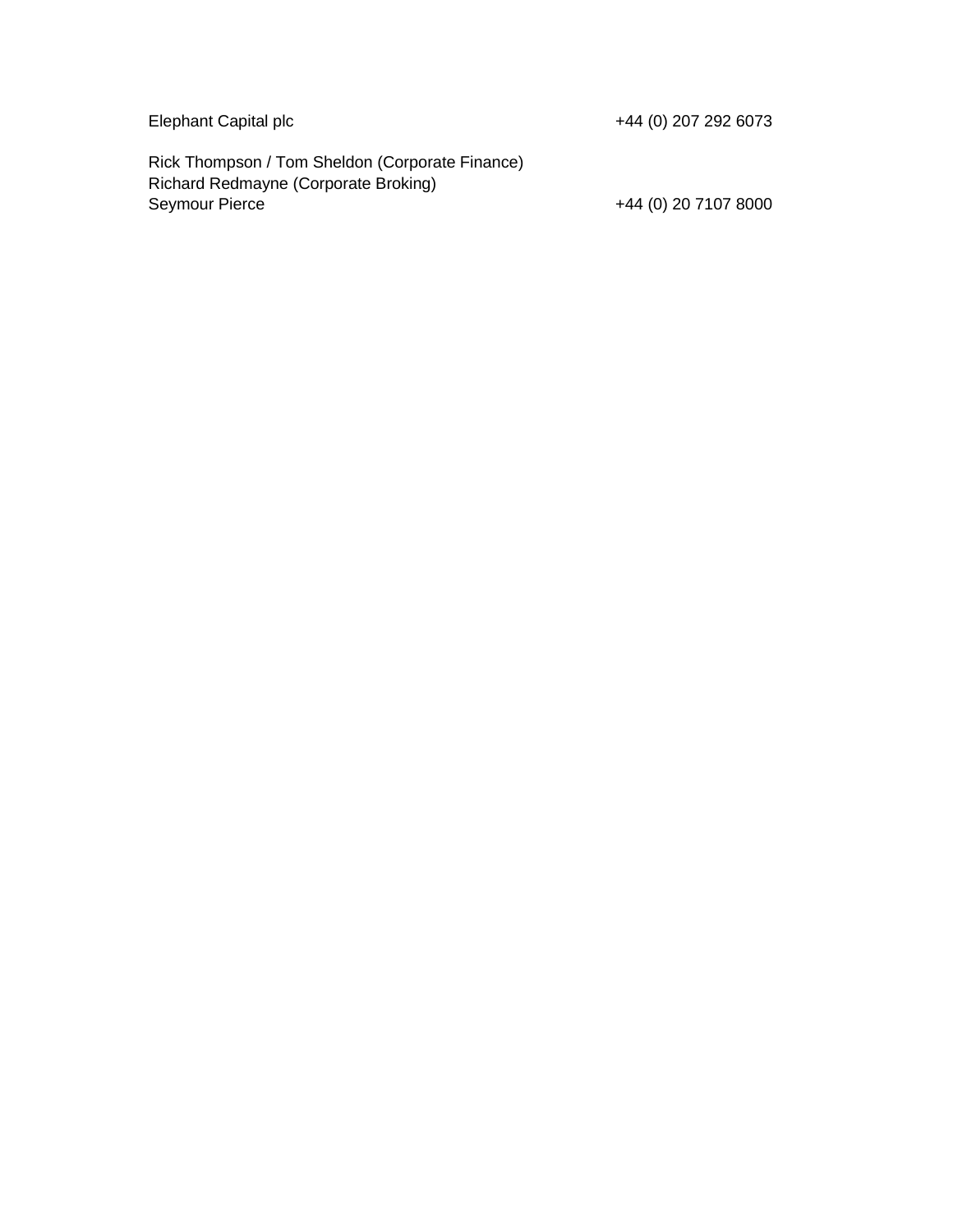| | |
|---|---|
| Elephant Capital plc | +44 (0) 207 292 6073 |
| | |
| Rick Thompson / Tom Sheldon (Corporate Finance) | |
| Richard Redmayne (Corporate Broking) | |
| Seymour Pierce | +44 (0) 20 7107 8000 |